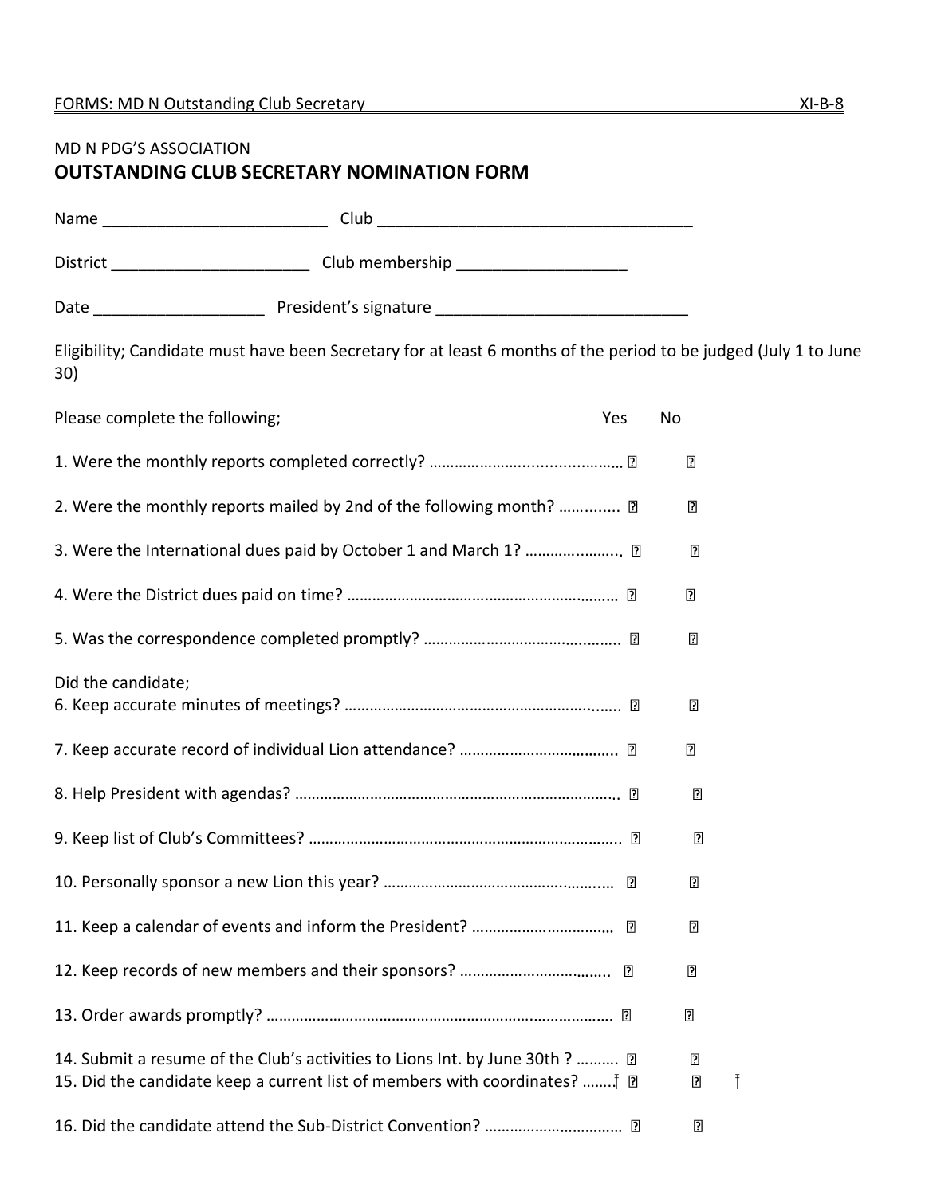MD N PDG'S ASSOCIATION

# OUTSTANDING CLUB SECRETARY NOMINATION FORM

Name _________________________ Club ___________________________________

District ______________________ Club membership ___________________

Date ___________________ President's signature ____________________________

Eligibility; Candidate must have been Secretary for at least 6 months of the period to be judged (July 1 to June 30)

| Please complete the following; | Yes | No |
|---|---|---|
| 1. Were the monthly reports completed correctly? ………………….................……… | ☐ | ☐ |
| 2. Were the monthly reports mailed by 2nd of the following month? ……........ | ☐ | ☐ |
| 3. Were the International dues paid by October 1 and March 1? ……………......... | ☐ | ☐ |
| 4. Were the District dues paid on time? …………………………..…………………….…… | ☐ | ☐ |
| 5. Was the correspondence completed promptly? …………………………….….…….. | ☐ | ☐ |
| Did the candidate; | | |
| 6. Keep accurate minutes of meetings? ………………………………………………...….. | ☐ | ☐ |
| 7. Keep accurate record of individual Lion attendance? ……………………….…….. | ☐ | ☐ |
| 8. Help President with agendas? ………………………………………………………………….. | ☐ | ☐ |
| 9. Keep list of Club's Committees? ………………………………………………………….…….. | ☐ | ☐ |
| 10. Personally sponsor a new Lion this year? …………………………………..……..… | ☐ | ☐ |
| 11. Keep a calendar of events and inform the President? ………………………..… | ☐ | ☐ |
| 12. Keep records of new members and their sponsors? …………………………….... | ☐ | ☐ |
| 13. Order awards promptly? ………………………………………………………….…………… | ☐ | ☐ |
| 14. Submit a resume of the Club's activities to Lions Int. by June 30th ? ………. | ☐ | ☐ |
| 15. Did the candidate keep a current list of members with coordinates? ……. | ☐ | ☐ |
| 16. Did the candidate attend the Sub-District Convention? ……………………..…… | ☐ | ☐ |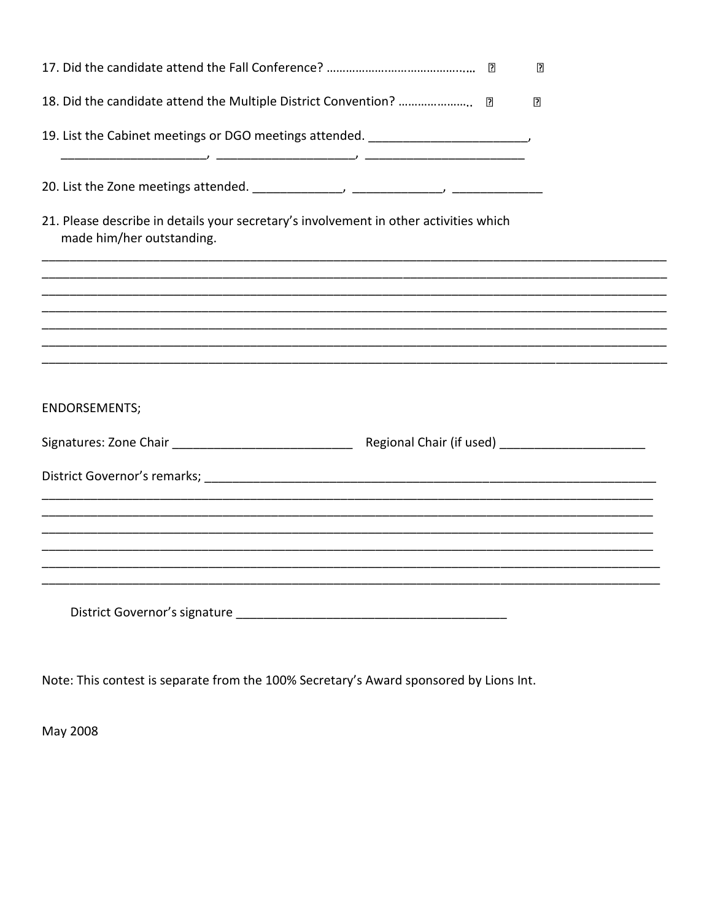17. Did the candidate attend the Fall Conference? …………………………………...… ☐ ☐

18. Did the candidate attend the Multiple District Convention? ………………….. ☐ ☐

19. List the Cabinet meetings or DGO meetings attended. _______________________, _____________________, ____________________, _______________________

20. List the Zone meetings attended. _____________, _____________, _____________

21. Please describe in details your secretary's involvement in other activities which made him/her outstanding.

_______________________________________________________________________________________
_______________________________________________________________________________________
_______________________________________________________________________________________
_______________________________________________________________________________________
_______________________________________________________________________________________
_______________________________________________________________________________________
_______________________________________________________________________________________

ENDORSEMENTS;

Signatures: Zone Chair ___________________________ Regional Chair (if used) _____________________

District Governor's remarks; _____________________________________________________________________
_______________________________________________________________________________________
_______________________________________________________________________________________
_______________________________________________________________________________________
_______________________________________________________________________________________
_______________________________________________________________________________________
_______________________________________________________________________________________

District Governor's signature _______________________________________

Note: This contest is separate from the 100% Secretary's Award sponsored by Lions Int.

May 2008